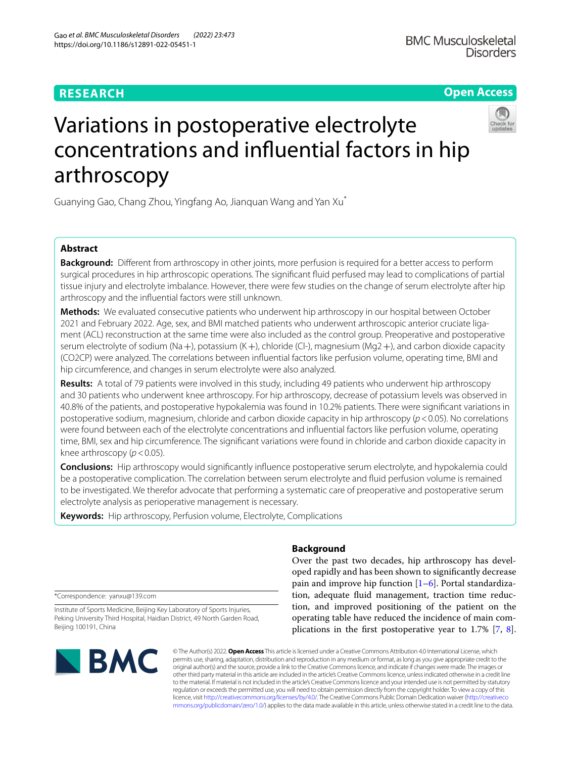RESEARCH

Open Access

# Variations in postoperative electrolyte concentrations and influential factors in hip arthroscopy

Guanying Gao, Chang Zhou, Yingfang Ao, Jianquan Wang and Yan Xu*

## Abstract

**Background:** Different from arthroscopy in other joints, more perfusion is required for a better access to perform surgical procedures in hip arthroscopic operations. The significant fluid perfused may lead to complications of partial tissue injury and electrolyte imbalance. However, there were few studies on the change of serum electrolyte after hip arthroscopy and the influential factors were still unknown.

**Methods:** We evaluated consecutive patients who underwent hip arthroscopy in our hospital between October 2021 and February 2022. Age, sex, and BMI matched patients who underwent arthroscopic anterior cruciate ligament (ACL) reconstruction at the same time were also included as the control group. Preoperative and postoperative serum electrolyte of sodium ($Na+$), potassium ($K+$), chloride ($Cl-$), magnesium ($Mg2+$), and carbon dioxide capacity ($CO2CP$) were analyzed. The correlations between influential factors like perfusion volume, operating time, BMI and hip circumference, and changes in serum electrolyte were also analyzed.

**Results:** A total of 79 patients were involved in this study, including 49 patients who underwent hip arthroscopy and 30 patients who underwent knee arthroscopy. For hip arthroscopy, decrease of potassium levels was observed in 40.8% of the patients, and postoperative hypokalemia was found in 10.2% patients. There were significant variations in postoperative sodium, magnesium, chloride and carbon dioxide capacity in hip arthroscopy ($p < 0.05$). No correlations were found between each of the electrolyte concentrations and influential factors like perfusion volume, operating time, BMI, sex and hip circumference. The significant variations were found in chloride and carbon dioxide capacity in knee arthroscopy ($p < 0.05$).

**Conclusions:** Hip arthroscopy would significantly influence postoperative serum electrolyte, and hypokalemia could be a postoperative complication. The correlation between serum electrolyte and fluid perfusion volume is remained to be investigated. We therefor advocate that performing a systematic care of preoperative and postoperative serum electrolyte analysis as perioperative management is necessary.

**Keywords:** Hip arthroscopy, Perfusion volume, Electrolyte, Complications

*Correspondence: yanxu@139.com

Institute of Sports Medicine, Beijing Key Laboratory of Sports Injuries, Peking University Third Hospital, Haidian District, 49 North Garden Road, Beijing 100191, China

## Background

Over the past two decades, hip arthroscopy has developed rapidly and has been shown to significantly decrease pain and improve hip function [1–6]. Portal standardization, adequate fluid management, traction time reduction, and improved positioning of the patient on the operating table have reduced the incidence of main complications in the first postoperative year to 1.7% [7, 8].

© The Author(s) 2022. **Open Access** This article is licensed under a Creative Commons Attribution 4.0 International License, which permits use, sharing, adaptation, distribution and reproduction in any medium or format, as long as you give appropriate credit to the original author(s) and the source, provide a link to the Creative Commons licence, and indicate if changes were made. The images or other third party material in this article are included in the article's Creative Commons licence, unless indicated otherwise in a credit line to the material. If material is not included in the article's Creative Commons licence and your intended use is not permitted by statutory regulation or exceeds the permitted use, you will need to obtain permission directly from the copyright holder. To view a copy of this licence, visit http://creativecommons.org/licenses/by/4.0/. The Creative Commons Public Domain Dedication waiver (http://creativecommons.org/publicdomain/zero/1.0/) applies to the data made available in this article, unless otherwise stated in a credit line to the data.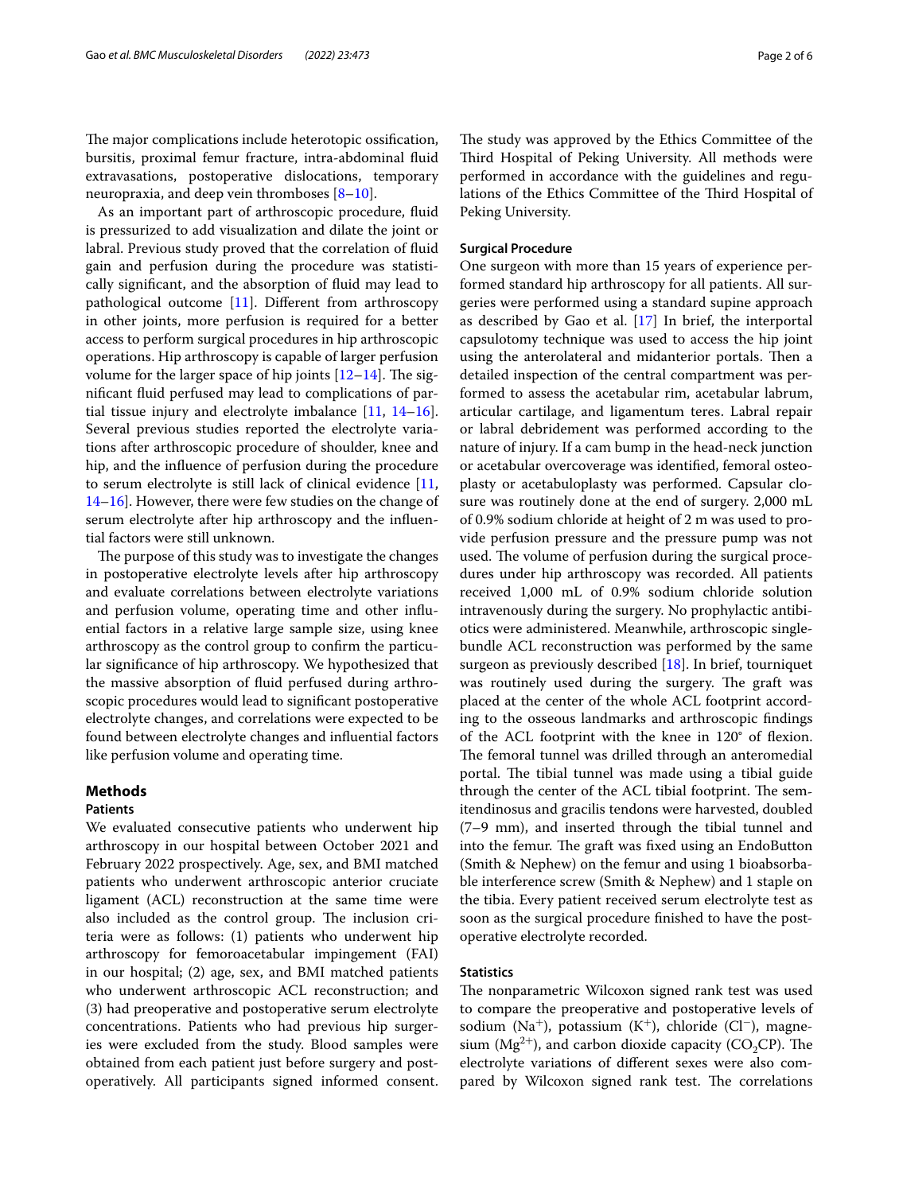The major complications include heterotopic ossification, bursitis, proximal femur fracture, intra-abdominal fluid extravasations, postoperative dislocations, temporary neuropraxia, and deep vein thromboses [8–10].

As an important part of arthroscopic procedure, fluid is pressurized to add visualization and dilate the joint or labral. Previous study proved that the correlation of fluid gain and perfusion during the procedure was statistically significant, and the absorption of fluid may lead to pathological outcome [11]. Different from arthroscopy in other joints, more perfusion is required for a better access to perform surgical procedures in hip arthroscopic operations. Hip arthroscopy is capable of larger perfusion volume for the larger space of hip joints [12–14]. The significant fluid perfused may lead to complications of partial tissue injury and electrolyte imbalance [11, 14–16]. Several previous studies reported the electrolyte variations after arthroscopic procedure of shoulder, knee and hip, and the influence of perfusion during the procedure to serum electrolyte is still lack of clinical evidence [11, 14–16]. However, there were few studies on the change of serum electrolyte after hip arthroscopy and the influential factors were still unknown.

The purpose of this study was to investigate the changes in postoperative electrolyte levels after hip arthroscopy and evaluate correlations between electrolyte variations and perfusion volume, operating time and other influential factors in a relative large sample size, using knee arthroscopy as the control group to confirm the particular significance of hip arthroscopy. We hypothesized that the massive absorption of fluid perfused during arthroscopic procedures would lead to significant postoperative electrolyte changes, and correlations were expected to be found between electrolyte changes and influential factors like perfusion volume and operating time.

## Methods

### Patients

We evaluated consecutive patients who underwent hip arthroscopy in our hospital between October 2021 and February 2022 prospectively. Age, sex, and BMI matched patients who underwent arthroscopic anterior cruciate ligament (ACL) reconstruction at the same time were also included as the control group. The inclusion criteria were as follows: (1) patients who underwent hip arthroscopy for femoroacetabular impingement (FAI) in our hospital; (2) age, sex, and BMI matched patients who underwent arthroscopic ACL reconstruction; and (3) had preoperative and postoperative serum electrolyte concentrations. Patients who had previous hip surgeries were excluded from the study. Blood samples were obtained from each patient just before surgery and postoperatively. All participants signed informed consent. The study was approved by the Ethics Committee of the Third Hospital of Peking University. All methods were performed in accordance with the guidelines and regulations of the Ethics Committee of the Third Hospital of Peking University.

### Surgical Procedure

One surgeon with more than 15 years of experience performed standard hip arthroscopy for all patients. All surgeries were performed using a standard supine approach as described by Gao et al. [17] In brief, the interportal capsulotomy technique was used to access the hip joint using the anterolateral and midanterior portals. Then a detailed inspection of the central compartment was performed to assess the acetabular rim, acetabular labrum, articular cartilage, and ligamentum teres. Labral repair or labral debridement was performed according to the nature of injury. If a cam bump in the head-neck junction or acetabular overcoverage was identified, femoral osteoplasty or acetabuloplasty was performed. Capsular closure was routinely done at the end of surgery. 2,000 mL of 0.9% sodium chloride at height of 2 m was used to provide perfusion pressure and the pressure pump was not used. The volume of perfusion during the surgical procedures under hip arthroscopy was recorded. All patients received 1,000 mL of 0.9% sodium chloride solution intravenously during the surgery. No prophylactic antibiotics were administered. Meanwhile, arthroscopic single-bundle ACL reconstruction was performed by the same surgeon as previously described [18]. In brief, tourniquet was routinely used during the surgery. The graft was placed at the center of the whole ACL footprint according to the osseous landmarks and arthroscopic findings of the ACL footprint with the knee in 120° of flexion. The femoral tunnel was drilled through an anteromedial portal. The tibial tunnel was made using a tibial guide through the center of the ACL tibial footprint. The semitendinosus and gracilis tendons were harvested, doubled (7–9 mm), and inserted through the tibial tunnel and into the femur. The graft was fixed using an EndoButton (Smith & Nephew) on the femur and using 1 bioabsorbable interference screw (Smith & Nephew) and 1 staple on the tibia. Every patient received serum electrolyte test as soon as the surgical procedure finished to have the postoperative electrolyte recorded.

### Statistics

The nonparametric Wilcoxon signed rank test was used to compare the preoperative and postoperative levels of sodium ($Na^+$), potassium ($K^+$), chloride ($Cl^-$), magnesium ($Mg^{2+}$), and carbon dioxide capacity ($CO_2CP$). The electrolyte variations of different sexes were also compared by Wilcoxon signed rank test. The correlations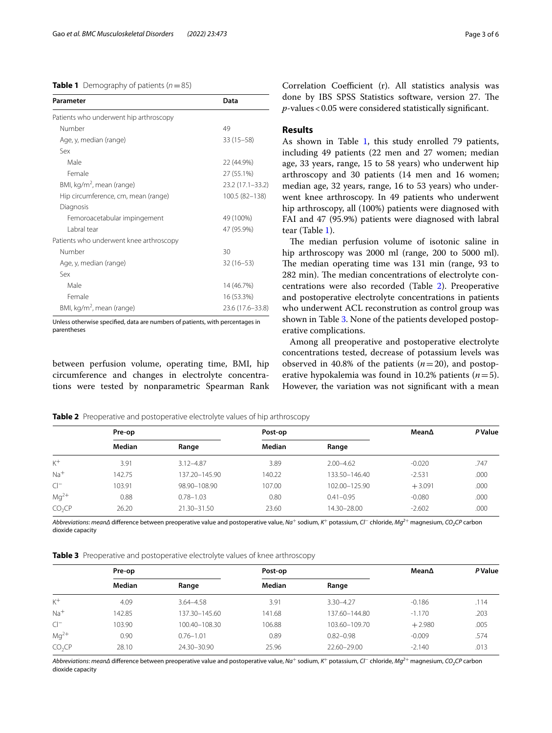**Table 1** Demography of patients ($n = 85$)

| Parameter | Data |
|---|---|
| Patients who underwent hip arthroscopy | |
| Number | 49 |
| Age, y, median (range) | 33 (15–58) |
| Sex | |
| Male | 22 (44.9%) |
| Female | 27 (55.1%) |
| BMI, kg/m$^2$, mean (range) | 23.2 (17.1–33.2) |
| Hip circumference, cm, mean (range) | 100.5 (82–138) |
| Diagnosis | |
| Femoroacetabular impingement | 49 (100%) |
| Labral tear | 47 (95.9%) |
| Patients who underwent knee arthroscopy | |
| Number | 30 |
| Age, y, median (range) | 32 (16–53) |
| Sex | |
| Male | 14 (46.7%) |
| Female | 16 (53.3%) |
| BMI, kg/m$^2$, mean (range) | 23.6 (17.6–33.8) |

Unless otherwise specified, data are numbers of patients, with percentages in parentheses

between perfusion volume, operating time, BMI, hip circumference and changes in electrolyte concentrations were tested by nonparametric Spearman Rank Correlation Coefficient (r). All statistics analysis was done by IBS SPSS Statistics software, version 27. The $p$-values < 0.05 were considered statistically significant.

## Results

As shown in Table 1, this study enrolled 79 patients, including 49 patients (22 men and 27 women; median age, 33 years, range, 15 to 58 years) who underwent hip arthroscopy and 30 patients (14 men and 16 women; median age, 32 years, range, 16 to 53 years) who underwent knee arthroscopy. In 49 patients who underwent hip arthroscopy, all (100%) patients were diagnosed with FAI and 47 (95.9%) patients were diagnosed with labral tear (Table 1).

The median perfusion volume of isotonic saline in hip arthroscopy was 2000 ml (range, 200 to 5000 ml). The median operating time was 131 min (range, 93 to 282 min). The median concentrations of electrolyte concentrations were also recorded (Table 2). Preoperative and postoperative electrolyte concentrations in patients who underwent ACL reconstruction as control group was shown in Table 3. None of the patients developed postoperative complications.

Among all preoperative and postoperative electrolyte concentrations tested, decrease of potassium levels was observed in 40.8% of the patients ($n = 20$), and postoperative hypokalemia was found in 10.2% patients ($n = 5$). However, the variation was not significant with a mean

**Table 2** Preoperative and postoperative electrolyte values of hip arthroscopy

| | Pre-op | | Post-op | | MeanΔ | *P* Value |
|---|---|---|---|---|---|---|
| | Median | Range | Median | Range | | |
| $K^+$ | 3.91 | 3.12–4.87 | 3.89 | 2.00–4.62 | -0.020 | .747 |
| $Na^+$ | 142.75 | 137.20–145.90 | 140.22 | 133.50–146.40 | -2.531 | .000 |
| $Cl^-$ | 103.91 | 98.90–108.90 | 107.00 | 102.00–125.90 | +3.091 | .000 |
| $Mg^{2+}$ | 0.88 | 0.78–1.03 | 0.80 | 0.41–0.95 | -0.080 | .000 |
| $CO_2CP$ | 26.20 | 21.30–31.50 | 23.60 | 14.30–28.00 | -2.602 | .000 |

*Abbreviations*: *meanΔ* difference between preoperative value and postoperative value, *$Na^+$* sodium, *$K^+$* potassium, *$Cl^-$* chloride, *$Mg^{2+}$* magnesium, *$CO_2CP$* carbon dioxide capacity

**Table 3** Preoperative and postoperative electrolyte values of knee arthroscopy

| | Pre-op | | Post-op | | MeanΔ | *P* Value |
|---|---|---|---|---|---|---|
| | Median | Range | Median | Range | | |
| $K^+$ | 4.09 | 3.64–4.58 | 3.91 | 3.30–4.27 | -0.186 | .114 |
| $Na^+$ | 142.85 | 137.30–145.60 | 141.68 | 137.60–144.80 | -1.170 | .203 |
| $Cl^-$ | 103.90 | 100.40–108.30 | 106.88 | 103.60–109.70 | +2.980 | .005 |
| $Mg^{2+}$ | 0.90 | 0.76–1.01 | 0.89 | 0.82–0.98 | -0.009 | .574 |
| $CO_2CP$ | 28.10 | 24.30–30.90 | 25.96 | 22.60–29.00 | -2.140 | .013 |

*Abbreviations*: *meanΔ* difference between preoperative value and postoperative value, *$Na^+$* sodium, *$K^+$* potassium, *$Cl^-$* chloride, *$Mg^{2+}$* magnesium, *$CO_2CP$* carbon dioxide capacity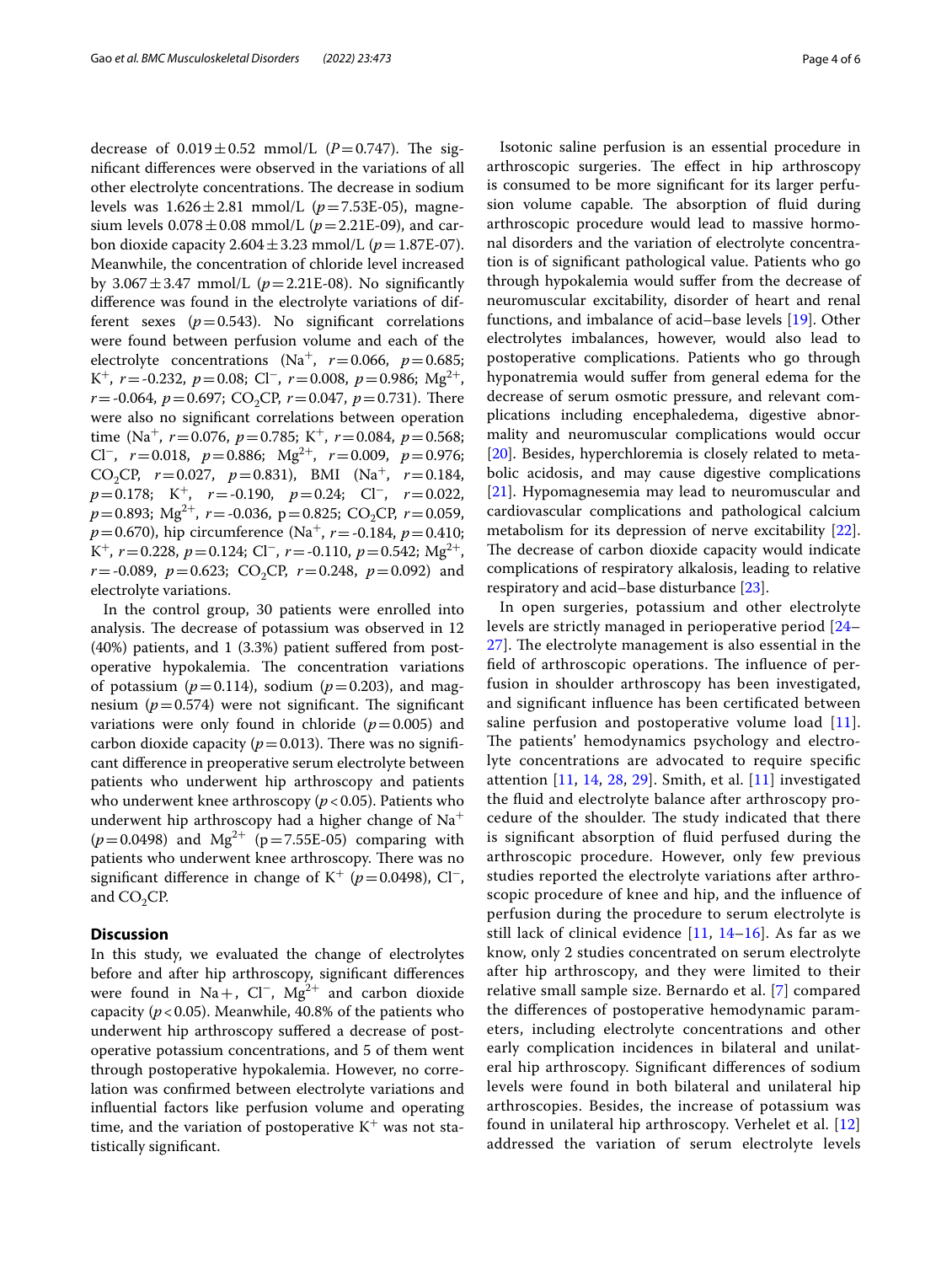decrease of $0.019 \pm 0.52$ mmol/L ($P = 0.747$). The significant differences were observed in the variations of all other electrolyte concentrations. The decrease in sodium levels was $1.626 \pm 2.81$ mmol/L ($p = 7.53E\text{-}05$), magnesium levels $0.078 \pm 0.08$ mmol/L ($p = 2.21E\text{-}09$), and carbon dioxide capacity $2.604 \pm 3.23$ mmol/L ($p = 1.87E\text{-}07$). Meanwhile, the concentration of chloride level increased by $3.067 \pm 3.47$ mmol/L ($p = 2.21E\text{-}08$). No significantly difference was found in the electrolyte variations of different sexes ($p = 0.543$). No significant correlations were found between perfusion volume and each of the electrolyte concentrations ($Na^+$, $r = 0.066$, $p = 0.685$; $K^+$, $r = -0.232$, $p = 0.08$; $Cl^-$, $r = 0.008$, $p = 0.986$; $Mg^{2+}$, $r = -0.064$, $p = 0.697$; $CO_2CP$, $r = 0.047$, $p = 0.731$). There were also no significant correlations between operation time ($Na^+$, $r = 0.076$, $p = 0.785$; $K^+$, $r = 0.084$, $p = 0.568$; $Cl^-$, $r = 0.018$, $p = 0.886$; $Mg^{2+}$, $r = 0.009$, $p = 0.976$; $CO_2CP$, $r = 0.027$, $p = 0.831$), BMI ($Na^+$, $r = 0.184$, $p = 0.178$; $K^+$, $r = -0.190$, $p = 0.24$; $Cl^-$, $r = 0.022$, $p = 0.893$; $Mg^{2+}$, $r = -0.036$, p = 0.825; $CO_2CP$, $r = 0.059$, $p = 0.670$), hip circumference ($Na^+$, $r = -0.184$, $p = 0.410$; $K^+$, $r = 0.228$, $p = 0.124$; $Cl^-$, $r = -0.110$, $p = 0.542$; $Mg^{2+}$, $r = -0.089$, $p = 0.623$; $CO_2CP$, $r = 0.248$, $p = 0.092$) and electrolyte variations.

In the control group, 30 patients were enrolled into analysis. The decrease of potassium was observed in 12 (40%) patients, and 1 (3.3%) patient suffered from postoperative hypokalemia. The concentration variations of potassium ($p = 0.114$), sodium ($p = 0.203$), and magnesium ($p = 0.574$) were not significant. The significant variations were only found in chloride ($p = 0.005$) and carbon dioxide capacity ($p = 0.013$). There was no significant difference in preoperative serum electrolyte between patients who underwent hip arthroscopy and patients who underwent knee arthroscopy ($p < 0.05$). Patients who underwent hip arthroscopy had a higher change of $Na^+$ ($p = 0.0498$) and $Mg^{2+}$ (p = 7.55E-05) comparing with patients who underwent knee arthroscopy. There was no significant difference in change of $K^+$ ($p = 0.0498$), $Cl^-$, and $CO_2CP$.

## Discussion

In this study, we evaluated the change of electrolytes before and after hip arthroscopy, significant differences were found in $Na+$, $Cl^-$, $Mg^{2+}$ and carbon dioxide capacity ($p < 0.05$). Meanwhile, 40.8% of the patients who underwent hip arthroscopy suffered a decrease of postoperative potassium concentrations, and 5 of them went through postoperative hypokalemia. However, no correlation was confirmed between electrolyte variations and influential factors like perfusion volume and operating time, and the variation of postoperative $K^+$ was not statistically significant.

Isotonic saline perfusion is an essential procedure in arthroscopic surgeries. The effect in hip arthroscopy is consumed to be more significant for its larger perfusion volume capable. The absorption of fluid during arthroscopic procedure would lead to massive hormonal disorders and the variation of electrolyte concentration is of significant pathological value. Patients who go through hypokalemia would suffer from the decrease of neuromuscular excitability, disorder of heart and renal functions, and imbalance of acid–base levels [19]. Other electrolytes imbalances, however, would also lead to postoperative complications. Patients who go through hyponatremia would suffer from general edema for the decrease of serum osmotic pressure, and relevant complications including encephaledema, digestive abnormality and neuromuscular complications would occur [20]. Besides, hyperchloremia is closely related to metabolic acidosis, and may cause digestive complications [21]. Hypomagnesemia may lead to neuromuscular and cardiovascular complications and pathological calcium metabolism for its depression of nerve excitability [22]. The decrease of carbon dioxide capacity would indicate complications of respiratory alkalosis, leading to relative respiratory and acid–base disturbance [23].

In open surgeries, potassium and other electrolyte levels are strictly managed in perioperative period [24–27]. The electrolyte management is also essential in the field of arthroscopic operations. The influence of perfusion in shoulder arthroscopy has been investigated, and significant influence has been certificated between saline perfusion and postoperative volume load [11]. The patients' hemodynamics psychology and electrolyte concentrations are advocated to require specific attention [11, 14, 28, 29]. Smith, et al. [11] investigated the fluid and electrolyte balance after arthroscopy procedure of the shoulder. The study indicated that there is significant absorption of fluid perfused during the arthroscopic procedure. However, only few previous studies reported the electrolyte variations after arthroscopic procedure of knee and hip, and the influence of perfusion during the procedure to serum electrolyte is still lack of clinical evidence [11, 14–16]. As far as we know, only 2 studies concentrated on serum electrolyte after hip arthroscopy, and they were limited to their relative small sample size. Bernardo et al. [7] compared the differences of postoperative hemodynamic parameters, including electrolyte concentrations and other early complication incidences in bilateral and unilateral hip arthroscopy. Significant differences of sodium levels were found in both bilateral and unilateral hip arthroscopies. Besides, the increase of potassium was found in unilateral hip arthroscopy. Verhelet et al. [12] addressed the variation of serum electrolyte levels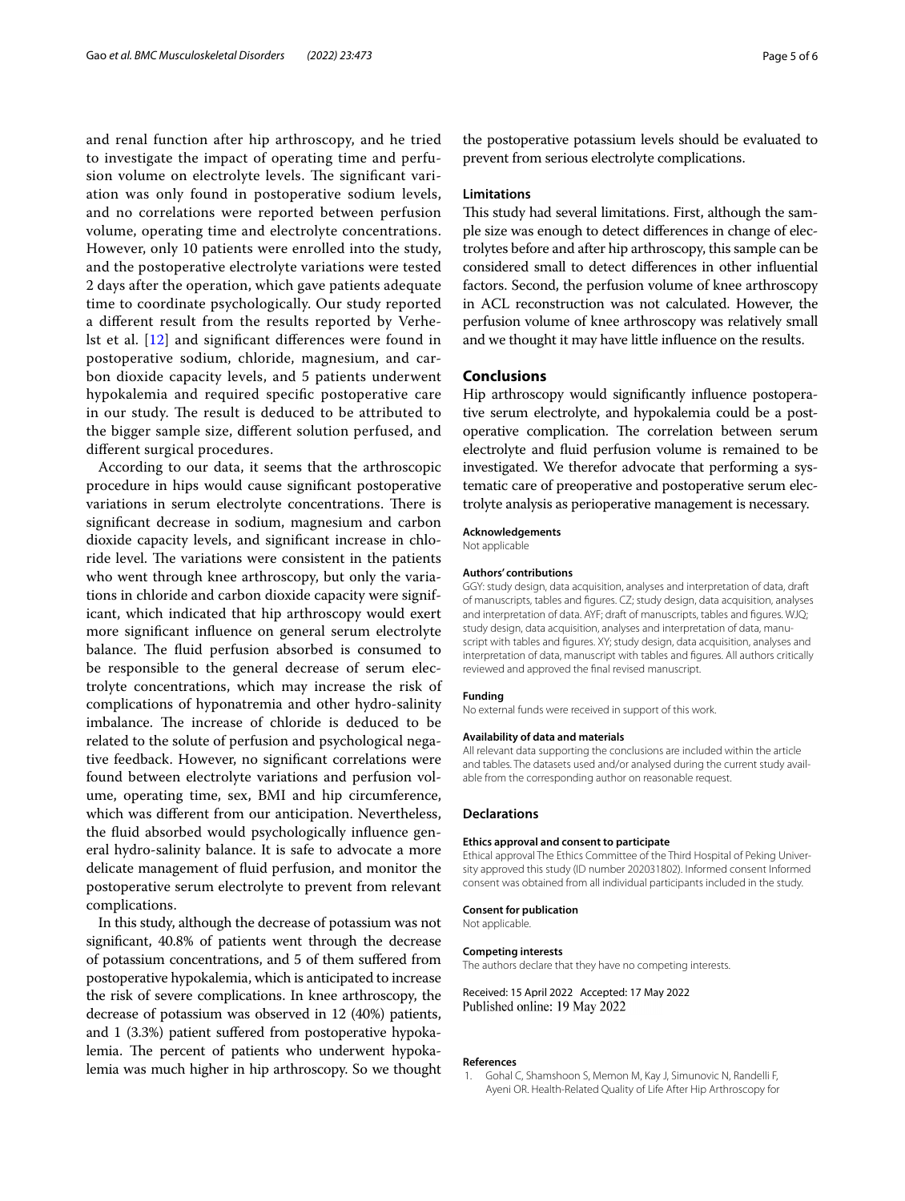and renal function after hip arthroscopy, and he tried to investigate the impact of operating time and perfusion volume on electrolyte levels. The significant variation was only found in postoperative sodium levels, and no correlations were reported between perfusion volume, operating time and electrolyte concentrations. However, only 10 patients were enrolled into the study, and the postoperative electrolyte variations were tested 2 days after the operation, which gave patients adequate time to coordinate psychologically. Our study reported a different result from the results reported by Verhelst et al. [12] and significant differences were found in postoperative sodium, chloride, magnesium, and carbon dioxide capacity levels, and 5 patients underwent hypokalemia and required specific postoperative care in our study. The result is deduced to be attributed to the bigger sample size, different solution perfused, and different surgical procedures.

According to our data, it seems that the arthroscopic procedure in hips would cause significant postoperative variations in serum electrolyte concentrations. There is significant decrease in sodium, magnesium and carbon dioxide capacity levels, and significant increase in chloride level. The variations were consistent in the patients who went through knee arthroscopy, but only the variations in chloride and carbon dioxide capacity were significant, which indicated that hip arthroscopy would exert more significant influence on general serum electrolyte balance. The fluid perfusion absorbed is consumed to be responsible to the general decrease of serum electrolyte concentrations, which may increase the risk of complications of hyponatremia and other hydro-salinity imbalance. The increase of chloride is deduced to be related to the solute of perfusion and psychological negative feedback. However, no significant correlations were found between electrolyte variations and perfusion volume, operating time, sex, BMI and hip circumference, which was different from our anticipation. Nevertheless, the fluid absorbed would psychologically influence general hydro-salinity balance. It is safe to advocate a more delicate management of fluid perfusion, and monitor the postoperative serum electrolyte to prevent from relevant complications.

In this study, although the decrease of potassium was not significant, 40.8% of patients went through the decrease of potassium concentrations, and 5 of them suffered from postoperative hypokalemia, which is anticipated to increase the risk of severe complications. In knee arthroscopy, the decrease of potassium was observed in 12 (40%) patients, and 1 (3.3%) patient suffered from postoperative hypokalemia. The percent of patients who underwent hypokalemia was much higher in hip arthroscopy. So we thought the postoperative potassium levels should be evaluated to prevent from serious electrolyte complications.

### Limitations

This study had several limitations. First, although the sample size was enough to detect differences in change of electrolytes before and after hip arthroscopy, this sample can be considered small to detect differences in other influential factors. Second, the perfusion volume of knee arthroscopy in ACL reconstruction was not calculated. However, the perfusion volume of knee arthroscopy was relatively small and we thought it may have little influence on the results.

## Conclusions

Hip arthroscopy would significantly influence postoperative serum electrolyte, and hypokalemia could be a postoperative complication. The correlation between serum electrolyte and fluid perfusion volume is remained to be investigated. We therefor advocate that performing a systematic care of preoperative and postoperative serum electrolyte analysis as perioperative management is necessary.

#### Acknowledgements

Not applicable

#### Authors' contributions

GGY: study design, data acquisition, analyses and interpretation of data, draft of manuscripts, tables and figures. CZ; study design, data acquisition, analyses and interpretation of data. AYF; draft of manuscripts, tables and figures. WJQ; study design, data acquisition, analyses and interpretation of data, manuscript with tables and figures. XY; study design, data acquisition, analyses and interpretation of data, manuscript with tables and figures. All authors critically reviewed and approved the final revised manuscript.

#### Funding

No external funds were received in support of this work.

#### Availability of data and materials

All relevant data supporting the conclusions are included within the article and tables. The datasets used and/or analysed during the current study available from the corresponding author on reasonable request.

### Declarations

#### Ethics approval and consent to participate

Ethical approval The Ethics Committee of the Third Hospital of Peking University approved this study (ID number 202031802). Informed consent Informed consent was obtained from all individual participants included in the study.

#### Consent for publication

Not applicable.

#### Competing interests

The authors declare that they have no competing interests.

Received: 15 April 2022 Accepted: 17 May 2022
Published online: 19 May 2022

#### References

1. Gohal C, Shamshoon S, Memon M, Kay J, Simunovic N, Randelli F, Ayeni OR. Health-Related Quality of Life After Hip Arthroscopy for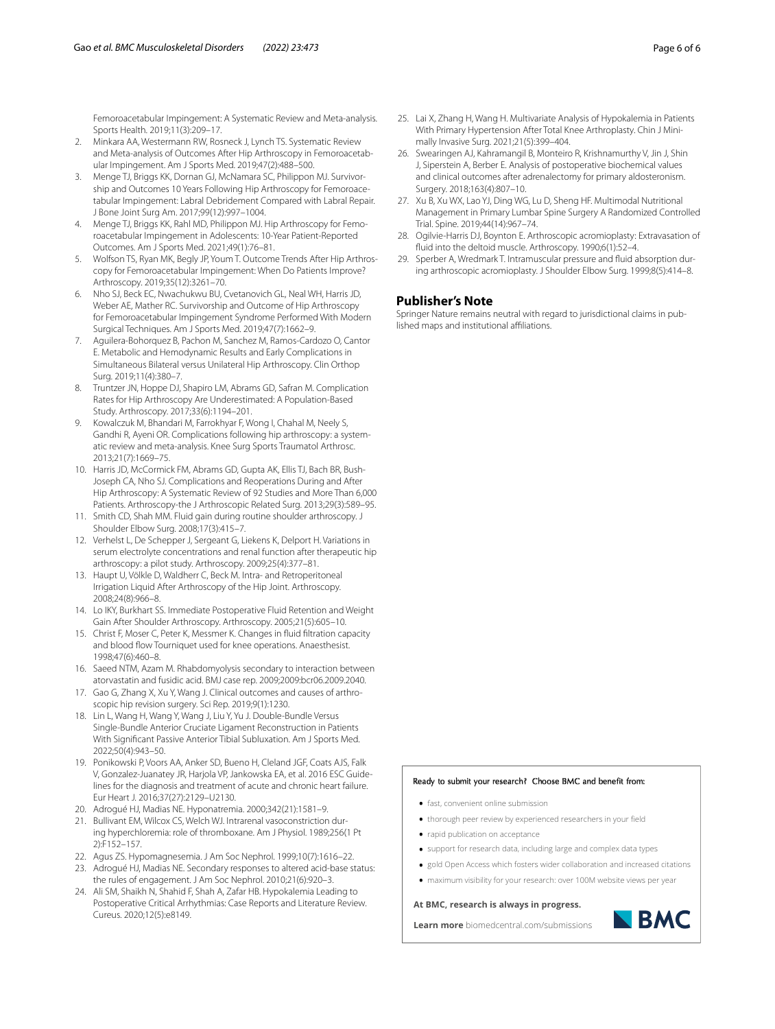Femoroacetabular Impingement: A Systematic Review and Meta-analysis. Sports Health. 2019;11(3):209–17.

2. Minkara AA, Westermann RW, Rosneck J, Lynch TS. Systematic Review and Meta-analysis of Outcomes After Hip Arthroscopy in Femoroacetabular Impingement. Am J Sports Med. 2019;47(2):488–500.
3. Menge TJ, Briggs KK, Dornan GJ, McNamara SC, Philippon MJ. Survivorship and Outcomes 10 Years Following Hip Arthroscopy for Femoroacetabular Impingement: Labral Debridement Compared with Labral Repair. J Bone Joint Surg Am. 2017;99(12):997–1004.
4. Menge TJ, Briggs KK, Rahl MD, Philippon MJ. Hip Arthroscopy for Femoroacetabular Impingement in Adolescents: 10-Year Patient-Reported Outcomes. Am J Sports Med. 2021;49(1):76–81.
5. Wolfson TS, Ryan MK, Begly JP, Youm T. Outcome Trends After Hip Arthroscopy for Femoroacetabular Impingement: When Do Patients Improve? Arthroscopy. 2019;35(12):3261–70.
6. Nho SJ, Beck EC, Nwachukwu BU, Cvetanovich GL, Neal WH, Harris JD, Weber AE, Mather RC. Survivorship and Outcome of Hip Arthroscopy for Femoroacetabular Impingement Syndrome Performed With Modern Surgical Techniques. Am J Sports Med. 2019;47(7):1662–9.
7. Aguilera-Bohorquez B, Pachon M, Sanchez M, Ramos-Cardozo O, Cantor E. Metabolic and Hemodynamic Results and Early Complications in Simultaneous Bilateral versus Unilateral Hip Arthroscopy. Clin Orthop Surg. 2019;11(4):380–7.
8. Truntzer JN, Hoppe DJ, Shapiro LM, Abrams GD, Safran M. Complication Rates for Hip Arthroscopy Are Underestimated: A Population-Based Study. Arthroscopy. 2017;33(6):1194–201.
9. Kowalczuk M, Bhandari M, Farrokhyar F, Wong I, Chahal M, Neely S, Gandhi R, Ayeni OR. Complications following hip arthroscopy: a systematic review and meta-analysis. Knee Surg Sports Traumatol Arthrosc. 2013;21(7):1669–75.
10. Harris JD, McCormick FM, Abrams GD, Gupta AK, Ellis TJ, Bach BR, Bush-Joseph CA, Nho SJ. Complications and Reoperations During and After Hip Arthroscopy: A Systematic Review of 92 Studies and More Than 6,000 Patients. Arthroscopy-the J Arthroscopic Related Surg. 2013;29(3):589–95.
11. Smith CD, Shah MM. Fluid gain during routine shoulder arthroscopy. J Shoulder Elbow Surg. 2008;17(3):415–7.
12. Verhelst L, De Schepper J, Sergeant G, Liekens K, Delport H. Variations in serum electrolyte concentrations and renal function after therapeutic hip arthroscopy: a pilot study. Arthroscopy. 2009;25(4):377–81.
13. Haupt U, Völkle D, Waldherr C, Beck M. Intra- and Retroperitoneal Irrigation Liquid After Arthroscopy of the Hip Joint. Arthroscopy. 2008;24(8):966–8.
14. Lo IKY, Burkhart SS. Immediate Postoperative Fluid Retention and Weight Gain After Shoulder Arthroscopy. Arthroscopy. 2005;21(5):605–10.
15. Christ F, Moser C, Peter K, Messmer K. Changes in fluid filtration capacity and blood flow Tourniquet used for knee operations. Anaesthesist. 1998;47(6):460–8.
16. Saeed NTM, Azam M. Rhabdomyolysis secondary to interaction between atorvastatin and fusidic acid. BMJ case rep. 2009;2009:bcr06.2009.2040.
17. Gao G, Zhang X, Xu Y, Wang J. Clinical outcomes and causes of arthroscopic hip revision surgery. Sci Rep. 2019;9(1):1230.
18. Lin L, Wang H, Wang Y, Wang J, Liu Y, Yu J. Double-Bundle Versus Single-Bundle Anterior Cruciate Ligament Reconstruction in Patients With Significant Passive Anterior Tibial Subluxation. Am J Sports Med. 2022;50(4):943–50.
19. Ponikowski P, Voors AA, Anker SD, Bueno H, Cleland JGF, Coats AJS, Falk V, Gonzalez-Juanatey JR, Harjola VP, Jankowska EA, et al. 2016 ESC Guidelines for the diagnosis and treatment of acute and chronic heart failure. Eur Heart J. 2016;37(27):2129–U2130.
20. Adrogué HJ, Madias NE. Hyponatremia. 2000;342(21):1581–9.
21. Bullivant EM, Wilcox CS, Welch WJ. Intrarenal vasoconstriction during hyperchloremia: role of thromboxane. Am J Physiol. 1989;256(1 Pt 2):F152–157.
22. Agus ZS. Hypomagnesemia. J Am Soc Nephrol. 1999;10(7):1616–22.
23. Adrogué HJ, Madias NE. Secondary responses to altered acid-base status: the rules of engagement. J Am Soc Nephrol. 2010;21(6):920–3.
24. Ali SM, Shaikh N, Shahid F, Shah A, Zafar HB. Hypokalemia Leading to Postoperative Critical Arrhythmias: Case Reports and Literature Review. Cureus. 2020;12(5):e8149.
25. Lai X, Zhang H, Wang H. Multivariate Analysis of Hypokalemia in Patients With Primary Hypertension After Total Knee Arthroplasty. Chin J Minimally Invasive Surg. 2021;21(5):399–404.
26. Swearingen AJ, Kahramangil B, Monteiro R, Krishnamurthy V, Jin J, Shin J, Siperstein A, Berber E. Analysis of postoperative biochemical values and clinical outcomes after adrenalectomy for primary aldosteronism. Surgery. 2018;163(4):807–10.
27. Xu B, Xu WX, Lao YJ, Ding WG, Lu D, Sheng HF. Multimodal Nutritional Management in Primary Lumbar Spine Surgery A Randomized Controlled Trial. Spine. 2019;44(14):967–74.
28. Ogilvie-Harris DJ, Boynton E. Arthroscopic acromioplasty: Extravasation of fluid into the deltoid muscle. Arthroscopy. 1990;6(1):52–4.
29. Sperber A, Wredmark T. Intramuscular pressure and fluid absorption during arthroscopic acromioplasty. J Shoulder Elbow Surg. 1999;8(5):414–8.

## Publisher's Note

Springer Nature remains neutral with regard to jurisdictional claims in published maps and institutional affiliations.

Ready to submit your research? Choose BMC and benefit from:

- fast, convenient online submission
- thorough peer review by experienced researchers in your field
- rapid publication on acceptance
- support for research data, including large and complex data types
- gold Open Access which fosters wider collaboration and increased citations
- maximum visibility for your research: over 100M website views per year

**At BMC, research is always in progress.**

**Learn more** biomedcentral.com/submissions